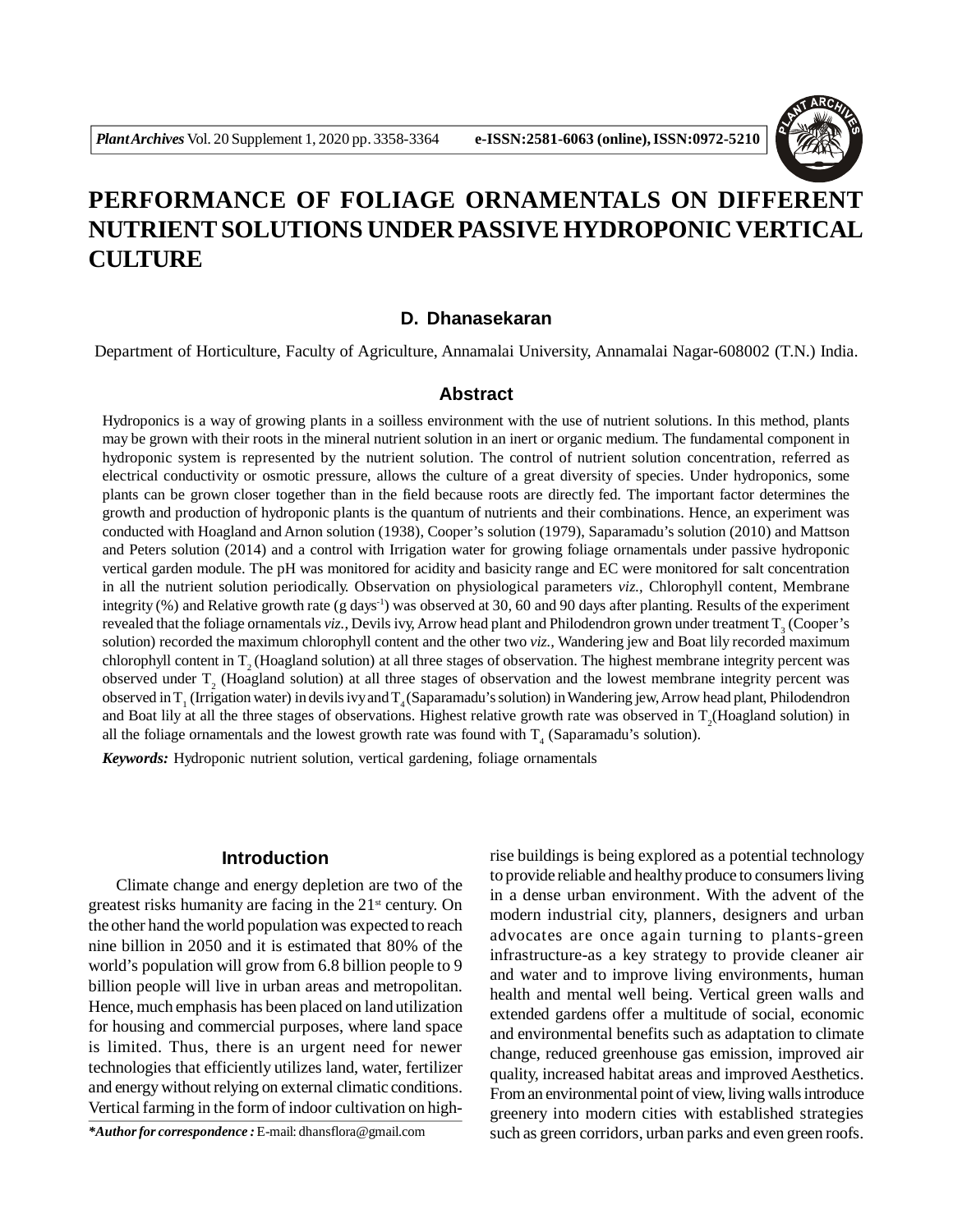# PERFORMANCE OF FOLIAGE ORNAMENTALS ON DIFFERENT NUTRIENT SOLUTIONS UNDER PASSIVE HYDROPONIC VERTICAL CULTURE

**D. Dhanasekaran**

Department of Horticulture, Faculty of Agriculture, Annamalai University, Annamalai Nagar-608002 (T.N.) India.

## Abstract

Hydroponics is a way of growing plants in a soilless environment with the use of nutrient solutions. In this method, plants may be grown with their roots in the mineral nutrient solution in an inert or organic medium. The fundamental component in hydroponic system is represented by the nutrient solution. The control of nutrient solution concentration, referred as electrical conductivity or osmotic pressure, allows the culture of a great diversity of species. Under hydroponics, some plants can be grown closer together than in the field because roots are directly fed. The important factor determines the growth and production of hydroponic plants is the quantum of nutrients and their combinations. Hence, an experiment was conducted with Hoagland and Arnon solution (1938), Cooper's solution (1979), Saparamadu's solution (2010) and Mattson and Peters solution (2014) and a control with Irrigation water for growing foliage ornamentals under passive hydroponic vertical garden module. The pH was monitored for acidity and basicity range and EC were monitored for salt concentration in all the nutrient solution periodically. Observation on physiological parameters *viz.*, Chlorophyll content, Membrane integrity (%) and Relative growth rate (g days$^{-1}$) was observed at 30, 60 and 90 days after planting. Results of the experiment revealed that the foliage ornamentals *viz.*, Devils ivy, Arrow head plant and Philodendron grown under treatment $T_3$ (Cooper's solution) recorded the maximum chlorophyll content and the other two *viz.*, Wandering jew and Boat lily recorded maximum chlorophyll content in $T_2$ (Hoagland solution) at all three stages of observation. The highest membrane integrity percent was observed under $T_2$ (Hoagland solution) at all three stages of observation and the lowest membrane integrity percent was observed in $T_1$ (Irrigation water) in devils ivy and $T_4$ (Saparamadu's solution) in Wandering jew, Arrow head plant, Philodendron and Boat lily at all the three stages of observations. Highest relative growth rate was observed in $T_2$ (Hoagland solution) in all the foliage ornamentals and the lowest growth rate was found with $T_4$ (Saparamadu's solution).

***Keywords:*** Hydroponic nutrient solution, vertical gardening, foliage ornamentals

## Introduction

Climate change and energy depletion are two of the greatest risks humanity are facing in the 21$^{st}$ century. On the other hand the world population was expected to reach nine billion in 2050 and it is estimated that 80% of the world's population will grow from 6.8 billion people to 9 billion people will live in urban areas and metropolitan. Hence, much emphasis has been placed on land utilization for housing and commercial purposes, where land space is limited. Thus, there is an urgent need for newer technologies that efficiently utilizes land, water, fertilizer and energy without relying on external climatic conditions. Vertical farming in the form of indoor cultivation on high-rise buildings is being explored as a potential technology to provide reliable and healthy produce to consumers living in a dense urban environment. With the advent of the modern industrial city, planners, designers and urban advocates are once again turning to plants-green infrastructure-as a key strategy to provide cleaner air and water and to improve living environments, human health and mental well being. Vertical green walls and extended gardens offer a multitude of social, economic and environmental benefits such as adaptation to climate change, reduced greenhouse gas emission, improved air quality, increased habitat areas and improved Aesthetics. From an environmental point of view, living walls introduce greenery into modern cities with established strategies such as green corridors, urban parks and even green roofs.

***Author for correspondence :** E-mail: dhansflora@gmail.com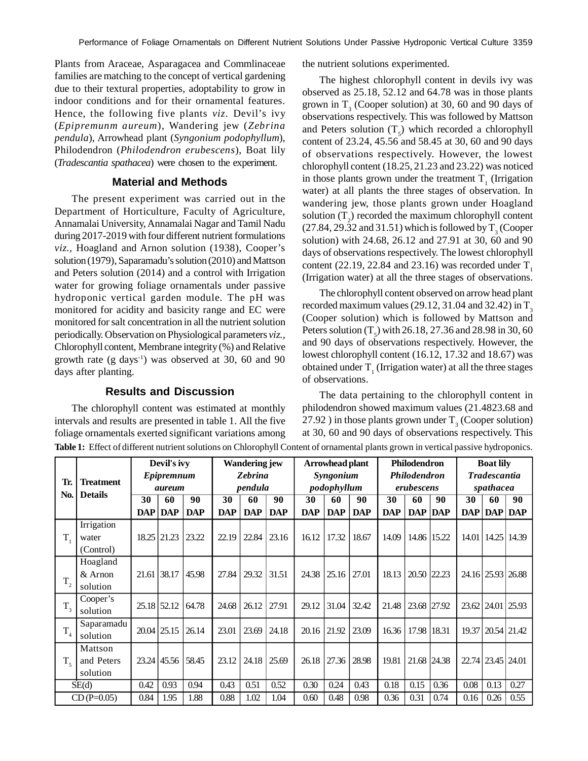Plants from Araceae, Asparagacea and Commlinaceae families are matching to the concept of vertical gardening due to their textural properties, adoptability to grow in indoor conditions and for their ornamental features. Hence, the following five plants *viz*. Devil's ivy (*Epipremunm aureum*), Wandering jew (*Zebrina pendula*), Arrowhead plant (*Syngonium podophyllum*), Philodendron (*Philodendron erubescens*), Boat lily (*Tradescantia spathacea*) were chosen to the experiment.

## Material and Methods

The present experiment was carried out in the Department of Horticulture, Faculty of Agriculture, Annamalai University, Annamalai Nagar and Tamil Nadu during 2017-2019 with four different nutrient formulations *viz.*, Hoagland and Arnon solution (1938), Cooper's solution (1979), Saparamadu's solution (2010) and Mattson and Peters solution (2014) and a control with Irrigation water for growing foliage ornamentals under passive hydroponic vertical garden module. The pH was monitored for acidity and basicity range and EC were monitored for salt concentration in all the nutrient solution periodically. Observation on Physiological parameters *viz.*, Chlorophyll content, Membrane integrity (%) and Relative growth rate (g $days^{-1}$) was observed at 30, 60 and 90 days after planting.

## Results and Discussion

The chlorophyll content was estimated at monthly intervals and results are presented in table 1. All the five foliage ornamentals exerted significant variations among the nutrient solutions experimented.

The highest chlorophyll content in devils ivy was observed as 25.18, 52.12 and 64.78 was in those plants grown in $T_3$ (Cooper solution) at 30, 60 and 90 days of observations respectively. This was followed by Mattson and Peters solution ($T_5$) which recorded a chlorophyll content of 23.24, 45.56 and 58.45 at 30, 60 and 90 days of observations respectively. However, the lowest chlorophyll content (18.25, 21.23 and 23.22) was noticed in those plants grown under the treatment $T_1$ (Irrigation water) at all plants the three stages of observation. In wandering jew, those plants grown under Hoagland solution ($T_2$) recorded the maximum chlorophyll content (27.84, 29.32 and 31.51) which is followed by $T_3$ (Cooper solution) with 24.68, 26.12 and 27.91 at 30, 60 and 90 days of observations respectively. The lowest chlorophyll content (22.19, 22.84 and 23.16) was recorded under $T_1$ (Irrigation water) at all the three stages of observations.

The chlorophyll content observed on arrow head plant recorded maximum values (29.12, 31.04 and 32.42) in $T_3$ (Cooper solution) which is followed by Mattson and Peters solution ($T_5$) with 26.18, 27.36 and 28.98 in 30, 60 and 90 days of observations respectively. However, the lowest chlorophyll content (16.12, 17.32 and 18.67) was obtained under $T_1$ (Irrigation water) at all the three stages of observations.

The data pertaining to the chlorophyll content in philodendron showed maximum values (21.4823.68 and 27.92 ) in those plants grown under $T_3$ (Cooper solution) at 30, 60 and 90 days of observations respectively. This

**Table 1:** Effect of different nutrient solutions on Chlorophyll Content of ornamental plants grown in vertical passive hydroponics.

| Tr. No. | Treatment Details | Devil's ivy *Epipremnum aureum* | | | Wandering jew *Zebrina pendula* | | | Arrowhead plant *Syngonium podophyllum* | | | Philodendron *Philodendron erubescens* | | | Boat lily *Tradescantia spathacea* | | |
|---|---|---|---|---|---|---|---|---|---|---|---|---|---|---|---|---|
| | | 30 DAP | 60 DAP | 90 DAP | 30 DAP | 60 DAP | 90 DAP | 30 DAP | 60 DAP | 90 DAP | 30 DAP | 60 DAP | 90 DAP | 30 DAP | 60 DAP | 90 DAP |
| $T_1$ | Irrigation water (Control) | 18.25 | 21.23 | 23.22 | 22.19 | 22.84 | 23.16 | 16.12 | 17.32 | 18.67 | 14.09 | 14.86 | 15.22 | 14.01 | 14.25 | 14.39 |
| $T_2$ | Hoagland & Arnon solution | 21.61 | 38.17 | 45.98 | 27.84 | 29.32 | 31.51 | 24.38 | 25.16 | 27.01 | 18.13 | 20.50 | 22.23 | 24.16 | 25.93 | 26.88 |
| $T_3$ | Cooper's solution | 25.18 | 52.12 | 64.78 | 24.68 | 26.12 | 27.91 | 29.12 | 31.04 | 32.42 | 21.48 | 23.68 | 27.92 | 23.62 | 24.01 | 25.93 |
| $T_4$ | Saparamadu solution | 20.04 | 25.15 | 26.14 | 23.01 | 23.69 | 24.18 | 20.16 | 21.92 | 23.09 | 16.36 | 17.98 | 18.31 | 19.37 | 20.54 | 21.42 |
| $T_5$ | Mattson and Peters solution | 23.24 | 45.56 | 58.45 | 23.12 | 24.18 | 25.69 | 26.18 | 27.36 | 28.98 | 19.81 | 21.68 | 24.38 | 22.74 | 23.45 | 24.01 |
| SE(d) | | 0.42 | 0.93 | 0.94 | 0.43 | 0.51 | 0.52 | 0.30 | 0.24 | 0.43 | 0.18 | 0.15 | 0.36 | 0.08 | 0.13 | 0.27 |
| CD (P=0.05) | | 0.84 | 1.95 | 1.88 | 0.88 | 1.02 | 1.04 | 0.60 | 0.48 | 0.98 | 0.36 | 0.31 | 0.74 | 0.16 | 0.26 | 0.55 |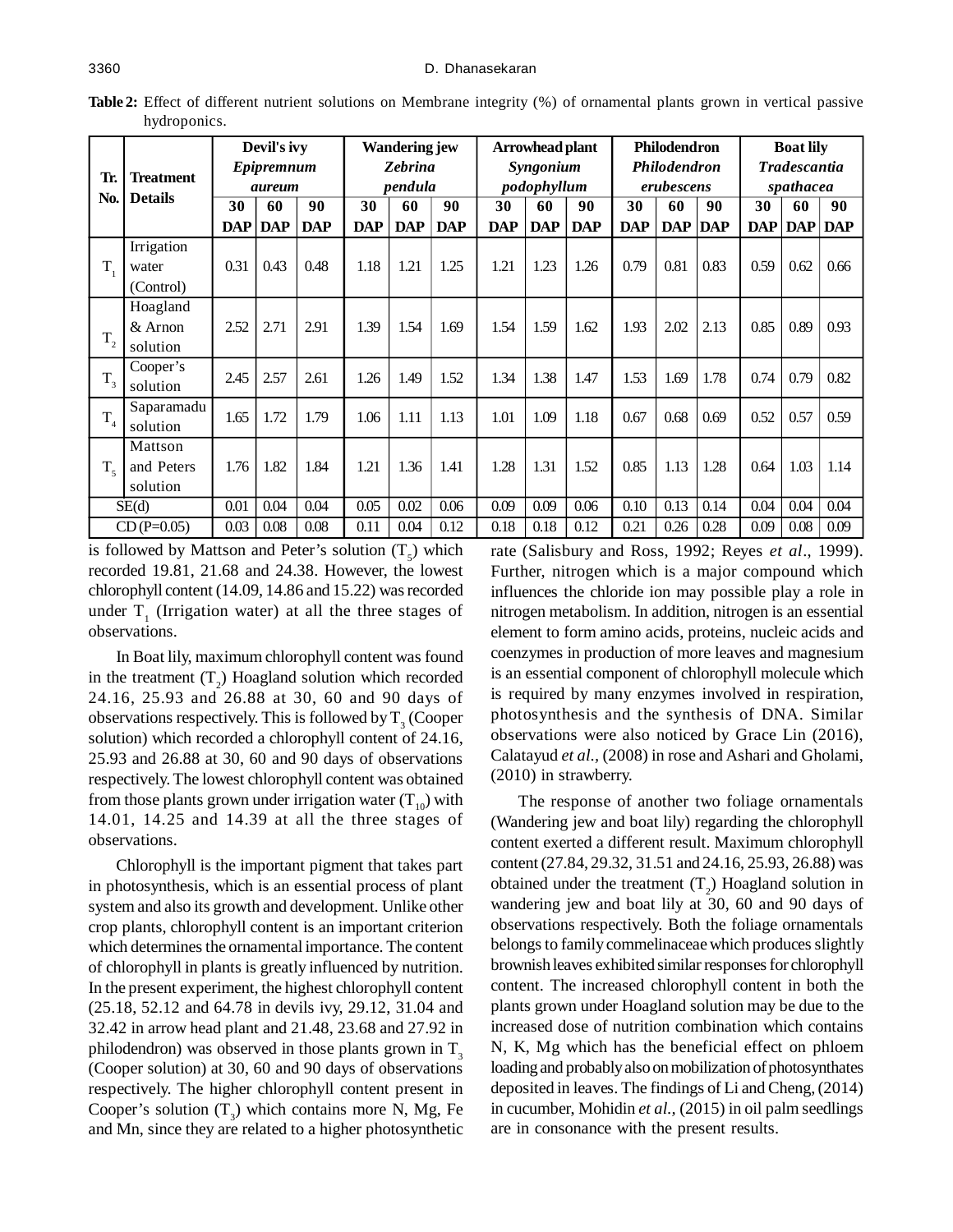**Table 2:** Effect of different nutrient solutions on Membrane integrity (%) of ornamental plants grown in vertical passive hydroponics.

| Tr. No. | Treatment Details | Devil's ivy *Epipremnum aureum* | | | Wandering jew *Zebrina pendula* | | | Arrowhead plant *Syngonium podophyllum* | | | Philodendron *Philodendron erubescens* | | | Boat lily *Tradescantia spathacea* | | |
|---|---|---|---|---|---|---|---|---|---|---|---|---|---|---|---|---|
| | | 30 DAP | 60 DAP | 90 DAP | 30 DAP | 60 DAP | 90 DAP | 30 DAP | 60 DAP | 90 DAP | 30 DAP | 60 DAP | 90 DAP | 30 DAP | 60 DAP | 90 DAP |
| $T_1$ | Irrigation water (Control) | 0.31 | 0.43 | 0.48 | 1.18 | 1.21 | 1.25 | 1.21 | 1.23 | 1.26 | 0.79 | 0.81 | 0.83 | 0.59 | 0.62 | 0.66 |
| $T_2$ | Hoagland & Arnon solution | 2.52 | 2.71 | 2.91 | 1.39 | 1.54 | 1.69 | 1.54 | 1.59 | 1.62 | 1.93 | 2.02 | 2.13 | 0.85 | 0.89 | 0.93 |
| $T_3$ | Cooper's solution | 2.45 | 2.57 | 2.61 | 1.26 | 1.49 | 1.52 | 1.34 | 1.38 | 1.47 | 1.53 | 1.69 | 1.78 | 0.74 | 0.79 | 0.82 |
| $T_4$ | Saparamadu solution | 1.65 | 1.72 | 1.79 | 1.06 | 1.11 | 1.13 | 1.01 | 1.09 | 1.18 | 0.67 | 0.68 | 0.69 | 0.52 | 0.57 | 0.59 |
| $T_5$ | Mattson and Peters solution | 1.76 | 1.82 | 1.84 | 1.21 | 1.36 | 1.41 | 1.28 | 1.31 | 1.52 | 0.85 | 1.13 | 1.28 | 0.64 | 1.03 | 1.14 |
| SE(d) | | 0.01 | 0.04 | 0.04 | 0.05 | 0.02 | 0.06 | 0.09 | 0.09 | 0.06 | 0.10 | 0.13 | 0.14 | 0.04 | 0.04 | 0.04 |
| CD (P=0.05) | | 0.03 | 0.08 | 0.08 | 0.11 | 0.04 | 0.12 | 0.18 | 0.18 | 0.12 | 0.21 | 0.26 | 0.28 | 0.09 | 0.08 | 0.09 |

is followed by Mattson and Peter's solution ($T_5$) which recorded 19.81, 21.68 and 24.38. However, the lowest chlorophyll content (14.09, 14.86 and 15.22) was recorded under $T_1$ (Irrigation water) at all the three stages of observations.

In Boat lily, maximum chlorophyll content was found in the treatment ($T_2$) Hoagland solution which recorded 24.16, 25.93 and 26.88 at 30, 60 and 90 days of observations respectively. This is followed by $T_3$ (Cooper solution) which recorded a chlorophyll content of 24.16, 25.93 and 26.88 at 30, 60 and 90 days of observations respectively. The lowest chlorophyll content was obtained from those plants grown under irrigation water ($T_{10}$) with 14.01, 14.25 and 14.39 at all the three stages of observations.

Chlorophyll is the important pigment that takes part in photosynthesis, which is an essential process of plant system and also its growth and development. Unlike other crop plants, chlorophyll content is an important criterion which determines the ornamental importance. The content of chlorophyll in plants is greatly influenced by nutrition. In the present experiment, the highest chlorophyll content (25.18, 52.12 and 64.78 in devils ivy, 29.12, 31.04 and 32.42 in arrow head plant and 21.48, 23.68 and 27.92 in philodendron) was observed in those plants grown in $T_3$ (Cooper solution) at 30, 60 and 90 days of observations respectively. The higher chlorophyll content present in Cooper's solution ($T_3$) which contains more N, Mg, Fe and Mn, since they are related to a higher photosynthetic rate (Salisbury and Ross, 1992; Reyes *et al*., 1999). Further, nitrogen which is a major compound which influences the chloride ion may possible play a role in nitrogen metabolism. In addition, nitrogen is an essential element to form amino acids, proteins, nucleic acids and coenzymes in production of more leaves and magnesium is an essential component of chlorophyll molecule which is required by many enzymes involved in respiration, photosynthesis and the synthesis of DNA. Similar observations were also noticed by Grace Lin (2016), Calatayud *et al.,* (2008) in rose and Ashari and Gholami, (2010) in strawberry.

The response of another two foliage ornamentals (Wandering jew and boat lily) regarding the chlorophyll content exerted a different result. Maximum chlorophyll content (27.84, 29.32, 31.51 and 24.16, 25.93, 26.88) was obtained under the treatment ($T_2$) Hoagland solution in wandering jew and boat lily at 30, 60 and 90 days of observations respectively. Both the foliage ornamentals belongs to family commelinaceae which produces slightly brownish leaves exhibited similar responses for chlorophyll content. The increased chlorophyll content in both the plants grown under Hoagland solution may be due to the increased dose of nutrition combination which contains N, K, Mg which has the beneficial effect on phloem loading and probably also on mobilization of photosynthates deposited in leaves. The findings of Li and Cheng, (2014) in cucumber, Mohidin *et al.,* (2015) in oil palm seedlings are in consonance with the present results.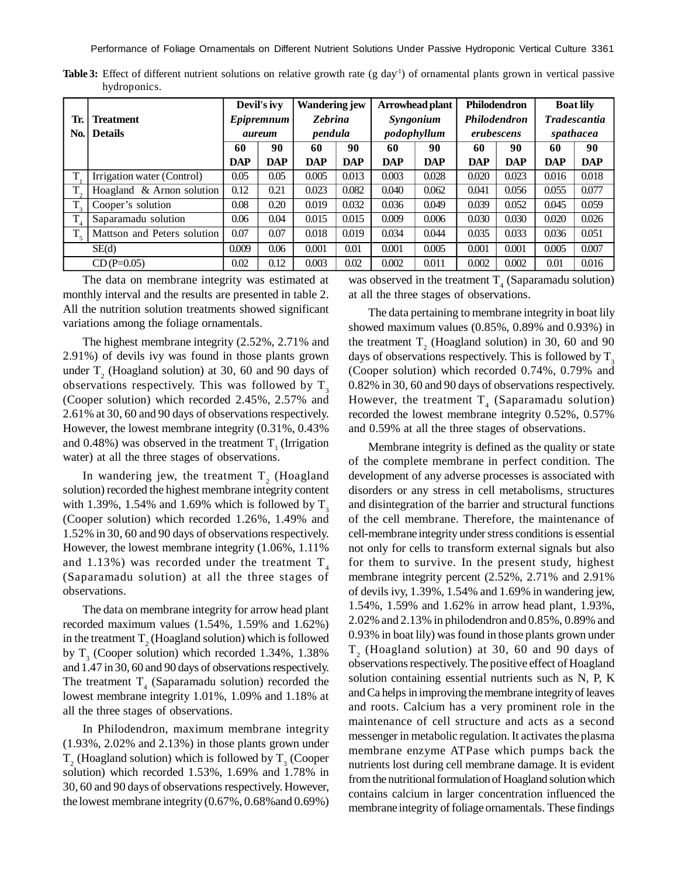**Table 3:** Effect of different nutrient solutions on relative growth rate (g day$^{-1}$) of ornamental plants grown in vertical passive hydroponics.

| Tr. No. | Treatment Details | Devil's ivy *Epipremnum aureum* | | Wandering jew *Zebrina pendula* | | Arrowhead plant *Syngonium podophyllum* | | Philodendron *Philodendron erubescens* | | Boat lily *Tradescantia spathacea* | |
|---|---|---|---|---|---|---|---|---|---|---|---|
| | | 60 DAP | 90 DAP | 60 DAP | 90 DAP | 60 DAP | 90 DAP | 60 DAP | 90 DAP | 60 DAP | 90 DAP |
| $T_1$ | Irrigation water (Control) | 0.05 | 0.05 | 0.005 | 0.013 | 0.003 | 0.028 | 0.020 | 0.023 | 0.016 | 0.018 |
| $T_2$ | Hoagland & Arnon solution | 0.12 | 0.21 | 0.023 | 0.082 | 0.040 | 0.062 | 0.041 | 0.056 | 0.055 | 0.077 |
| $T_3$ | Cooper's solution | 0.08 | 0.20 | 0.019 | 0.032 | 0.036 | 0.049 | 0.039 | 0.052 | 0.045 | 0.059 |
| $T_4$ | Saparamadu solution | 0.06 | 0.04 | 0.015 | 0.015 | 0.009 | 0.006 | 0.030 | 0.030 | 0.020 | 0.026 |
| $T_5$ | Mattson and Peters solution | 0.07 | 0.07 | 0.018 | 0.019 | 0.034 | 0.044 | 0.035 | 0.033 | 0.036 | 0.051 |
| | SE(d) | 0.009 | 0.06 | 0.001 | 0.01 | 0.001 | 0.005 | 0.001 | 0.001 | 0.005 | 0.007 |
| | CD (P=0.05) | 0.02 | 0.12 | 0.003 | 0.02 | 0.002 | 0.011 | 0.002 | 0.002 | 0.01 | 0.016 |

The data on membrane integrity was estimated at monthly interval and the results are presented in table 2. All the nutrition solution treatments showed significant variations among the foliage ornamentals.

The highest membrane integrity (2.52%, 2.71% and 2.91%) of devils ivy was found in those plants grown under $T_2$ (Hoagland solution) at 30, 60 and 90 days of observations respectively. This was followed by $T_3$ (Cooper solution) which recorded 2.45%, 2.57% and 2.61% at 30, 60 and 90 days of observations respectively. However, the lowest membrane integrity (0.31%, 0.43% and 0.48%) was observed in the treatment $T_1$ (Irrigation water) at all the three stages of observations.

In wandering jew, the treatment $T_2$ (Hoagland solution) recorded the highest membrane integrity content with 1.39%, 1.54% and 1.69% which is followed by $T_3$ (Cooper solution) which recorded 1.26%, 1.49% and 1.52% in 30, 60 and 90 days of observations respectively. However, the lowest membrane integrity (1.06%, 1.11% and 1.13%) was recorded under the treatment $T_4$ (Saparamadu solution) at all the three stages of observations.

The data on membrane integrity for arrow head plant recorded maximum values (1.54%, 1.59% and 1.62%) in the treatment $T_2$ (Hoagland solution) which is followed by $T_3$ (Cooper solution) which recorded 1.34%, 1.38% and 1.47 in 30, 60 and 90 days of observations respectively. The treatment $T_4$ (Saparamadu solution) recorded the lowest membrane integrity 1.01%, 1.09% and 1.18% at all the three stages of observations.

In Philodendron, maximum membrane integrity (1.93%, 2.02% and 2.13%) in those plants grown under $T_2$ (Hoagland solution) which is followed by $T_3$ (Cooper solution) which recorded 1.53%, 1.69% and 1.78% in 30, 60 and 90 days of observations respectively. However, the lowest membrane integrity (0.67%, 0.68%and 0.69%) was observed in the treatment $T_4$ (Saparamadu solution) at all the three stages of observations.

The data pertaining to membrane integrity in boat lily showed maximum values (0.85%, 0.89% and 0.93%) in the treatment $T_2$ (Hoagland solution) in 30, 60 and 90 days of observations respectively. This is followed by $T_3$ (Cooper solution) which recorded 0.74%, 0.79% and 0.82% in 30, 60 and 90 days of observations respectively. However, the treatment $T_4$ (Saparamadu solution) recorded the lowest membrane integrity 0.52%, 0.57% and 0.59% at all the three stages of observations.

Membrane integrity is defined as the quality or state of the complete membrane in perfect condition. The development of any adverse processes is associated with disorders or any stress in cell metabolisms, structures and disintegration of the barrier and structural functions of the cell membrane. Therefore, the maintenance of cell-membrane integrity under stress conditions is essential not only for cells to transform external signals but also for them to survive. In the present study, highest membrane integrity percent (2.52%, 2.71% and 2.91% of devils ivy, 1.39%, 1.54% and 1.69% in wandering jew, 1.54%, 1.59% and 1.62% in arrow head plant, 1.93%, 2.02% and 2.13% in philodendron and 0.85%, 0.89% and 0.93% in boat lily) was found in those plants grown under $T_2$ (Hoagland solution) at 30, 60 and 90 days of observations respectively. The positive effect of Hoagland solution containing essential nutrients such as N, P, K and Ca helps in improving the membrane integrity of leaves and roots. Calcium has a very prominent role in the maintenance of cell structure and acts as a second messenger in metabolic regulation. It activates the plasma membrane enzyme ATPase which pumps back the nutrients lost during cell membrane damage. It is evident from the nutritional formulation of Hoagland solution which contains calcium in larger concentration influenced the membrane integrity of foliage ornamentals. These findings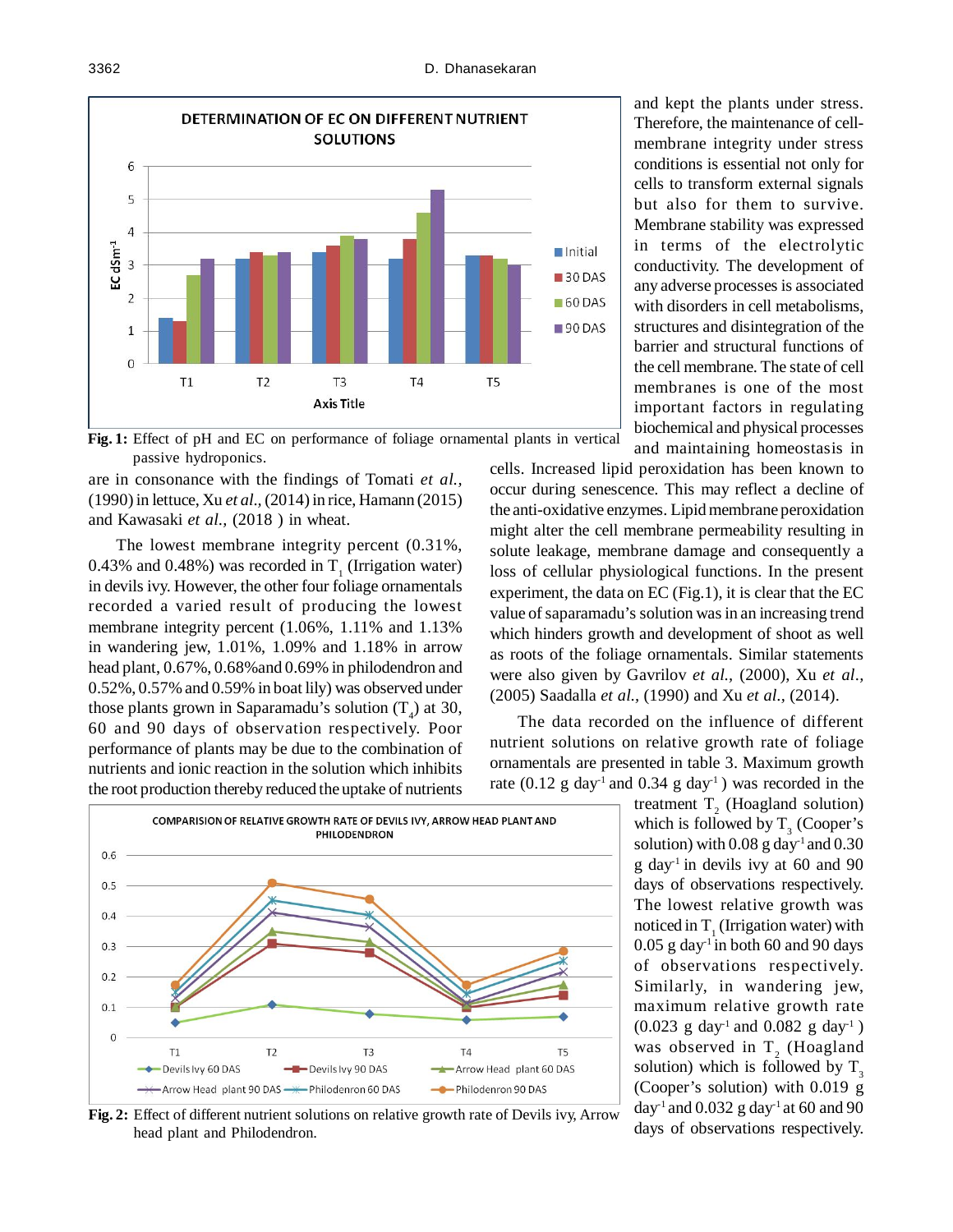Fig. 1: Effect of pH and EC on performance of foliage ornamental plants in vertical passive hydroponics.

are in consonance with the findings of Tomati *et al.*, (1990) in lettuce, Xu *et al.*, (2014) in rice, Hamann (2015) and Kawasaki *et al.*, (2018 ) in wheat.

The lowest membrane integrity percent (0.31%, 0.43% and 0.48%) was recorded in $T_1$ (Irrigation water) in devils ivy. However, the other four foliage ornamentals recorded a varied result of producing the lowest membrane integrity percent (1.06%, 1.11% and 1.13% in wandering jew, 1.01%, 1.09% and 1.18% in arrow head plant, 0.67%, 0.68%and 0.69% in philodendron and 0.52%, 0.57% and 0.59% in boat lily) was observed under those plants grown in Saparamadu's solution ($T_4$) at 30, 60 and 90 days of observation respectively. Poor performance of plants may be due to the combination of nutrients and ionic reaction in the solution which inhibits the root production thereby reduced the uptake of nutrients and kept the plants under stress. Therefore, the maintenance of cell-membrane integrity under stress conditions is essential not only for cells to transform external signals but also for them to survive. Membrane stability was expressed in terms of the electrolytic conductivity. The development of any adverse processes is associated with disorders in cell metabolisms, structures and disintegration of the barrier and structural functions of the cell membrane. The state of cell membranes is one of the most important factors in regulating biochemical and physical processes and maintaining homeostasis in cells. Increased lipid peroxidation has been known to occur during senescence. This may reflect a decline of the anti-oxidative enzymes. Lipid membrane peroxidation might alter the cell membrane permeability resulting in solute leakage, membrane damage and consequently a loss of cellular physiological functions. In the present experiment, the data on EC (Fig.1), it is clear that the EC value of saparamadu's solution was in an increasing trend which hinders growth and development of shoot as well as roots of the foliage ornamentals. Similar statements were also given by Gavrilov *et al.*, (2000), Xu *et al.*, (2005) Saadalla *et al.*, (1990) and Xu *et al.*, (2014).

The data recorded on the influence of different nutrient solutions on relative growth rate of foliage ornamentals are presented in table 3. Maximum growth rate (0.12 g day$^{-1}$ and 0.34 g day$^{-1}$ ) was recorded in the treatment $T_2$ (Hoagland solution) which is followed by $T_3$ (Cooper's solution) with 0.08 g day$^{-1}$ and 0.30 g day$^{-1}$ in devils ivy at 60 and 90 days of observations respectively. The lowest relative growth was noticed in $T_1$ (Irrigation water) with 0.05 g day$^{-1}$ in both 60 and 90 days of observations respectively. Similarly, in wandering jew, maximum relative growth rate (0.023 g day$^{-1}$ and 0.082 g day$^{-1}$ ) was observed in $T_2$ (Hoagland solution) which is followed by $T_3$ (Cooper's solution) with 0.019 g day$^{-1}$ and 0.032 g day$^{-1}$ at 60 and 90 days of observations respectively.

Fig. 2: Effect of different nutrient solutions on relative growth rate of Devils ivy, Arrow head plant and Philodendron.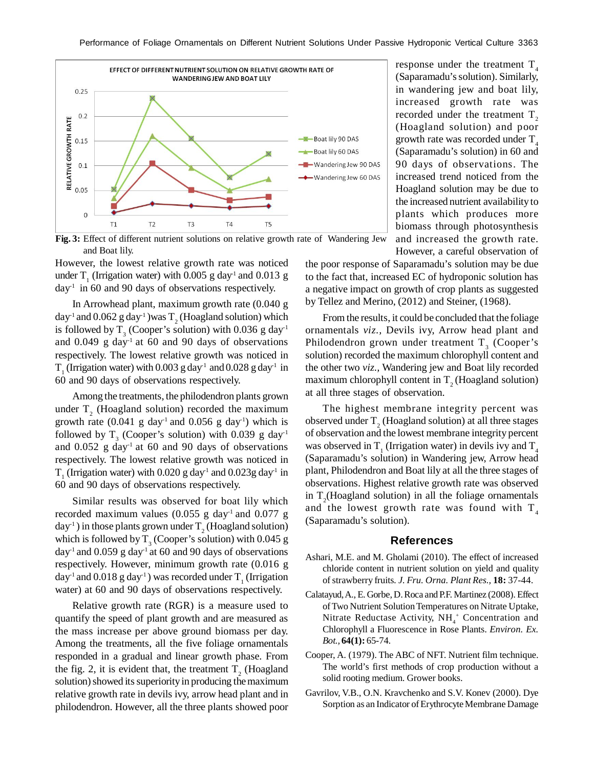However, the lowest relative growth rate was noticed under $T_1$ (Irrigation water) with 0.005 g day$^{-1}$ and 0.013 g day$^{-1}$ in 60 and 90 days of observations respectively.

In Arrowhead plant, maximum growth rate (0.040 g day$^{-1}$ and 0.062 g day$^{-1}$) was $T_2$ (Hoagland solution) which is followed by $T_3$ (Cooper's solution) with 0.036 g day$^{-1}$ and 0.049 g day$^{-1}$ at 60 and 90 days of observations respectively. The lowest relative growth was noticed in $T_1$ (Irrigation water) with 0.003 g day$^{-1}$ and 0.028 g day$^{-1}$ in 60 and 90 days of observations respectively.

Among the treatments, the philodendron plants grown under $T_2$ (Hoagland solution) recorded the maximum growth rate (0.041 g day$^{-1}$ and 0.056 g day$^{-1}$) which is followed by $T_3$ (Cooper's solution) with 0.039 g day$^{-1}$ and 0.052 g day$^{-1}$ at 60 and 90 days of observations respectively. The lowest relative growth was noticed in $T_1$ (Irrigation water) with 0.020 g day$^{-1}$ and 0.023g day$^{-1}$ in 60 and 90 days of observations respectively.

Similar results was observed for boat lily which recorded maximum values (0.055 g day$^{-1}$ and 0.077 g day$^{-1}$) in those plants grown under $T_2$ (Hoagland solution) which is followed by $T_3$ (Cooper's solution) with 0.045 g day$^{-1}$ and 0.059 g day$^{-1}$ at 60 and 90 days of observations respectively. However, minimum growth rate (0.016 g day$^{-1}$ and 0.018 g day$^{-1}$) was recorded under $T_1$ (Irrigation water) at 60 and 90 days of observations respectively.

Relative growth rate (RGR) is a measure used to quantify the speed of plant growth and are measured as the mass increase per above ground biomass per day. Among the treatments, all the five foliage ornamentals responded in a gradual and linear growth phase. From the fig. 2, it is evident that, the treatment $T_2$ (Hoagland solution) showed its superiority in producing the maximum relative growth rate in devils ivy, arrow head plant and in philodendron. However, all the three plants showed poor response under the treatment $T_4$ (Saparamadu's solution). Similarly, in wandering jew and boat lily, increased growth rate was recorded under the treatment $T_2$ (Hoagland solution) and poor growth rate was recorded under $T_4$ (Saparamadu's solution) in 60 and 90 days of observations. The increased trend noticed from the Hoagland solution may be due to the increased nutrient availability to plants which produces more biomass through photosynthesis and increased the growth rate. However, a careful observation of the poor response of Saparamadu's solution may be due to the fact that, increased EC of hydroponic solution has a negative impact on growth of crop plants as suggested by Tellez and Merino, (2012) and Steiner, (1968).

**Fig. 3:** Effect of different nutrient solutions on relative growth rate of Wandering Jew and Boat lily.

From the results, it could be concluded that the foliage ornamentals *viz.*, Devils ivy, Arrow head plant and Philodendron grown under treatment $T_3$ (Cooper's solution) recorded the maximum chlorophyll content and the other two *viz.*, Wandering jew and Boat lily recorded maximum chlorophyll content in $T_2$ (Hoagland solution) at all three stages of observation.

The highest membrane integrity percent was observed under $T_2$ (Hoagland solution) at all three stages of observation and the lowest membrane integrity percent was observed in $T_1$ (Irrigation water) in devils ivy and $T_4$ (Saparamadu's solution) in Wandering jew, Arrow head plant, Philodendron and Boat lily at all the three stages of observations. Highest relative growth rate was observed in $T_2$(Hoagland solution) in all the foliage ornamentals and the lowest growth rate was found with $T_4$ (Saparamadu's solution).

## References

Ashari, M.E. and M. Gholami (2010). The effect of increased chloride content in nutrient solution on yield and quality of strawberry fruits. *J. Fru. Orna. Plant Res.,* **18:** 37-44.

Calatayud, A., E. Gorbe, D. Roca and P.F. Martinez (2008). Effect of Two Nutrient Solution Temperatures on Nitrate Uptake, Nitrate Reductase Activity, $NH_4^+$ Concentration and Chlorophyll a Fluorescence in Rose Plants. *Environ. Ex. Bot.,* **64(1):** 65-74.

Cooper, A. (1979). The ABC of NFT. Nutrient film technique. The world's first methods of crop production without a solid rooting medium. Grower books.

Gavrilov, V.B., O.N. Kravchenko and S.V. Konev (2000). Dye Sorption as an Indicator of Erythrocyte Membrane Damage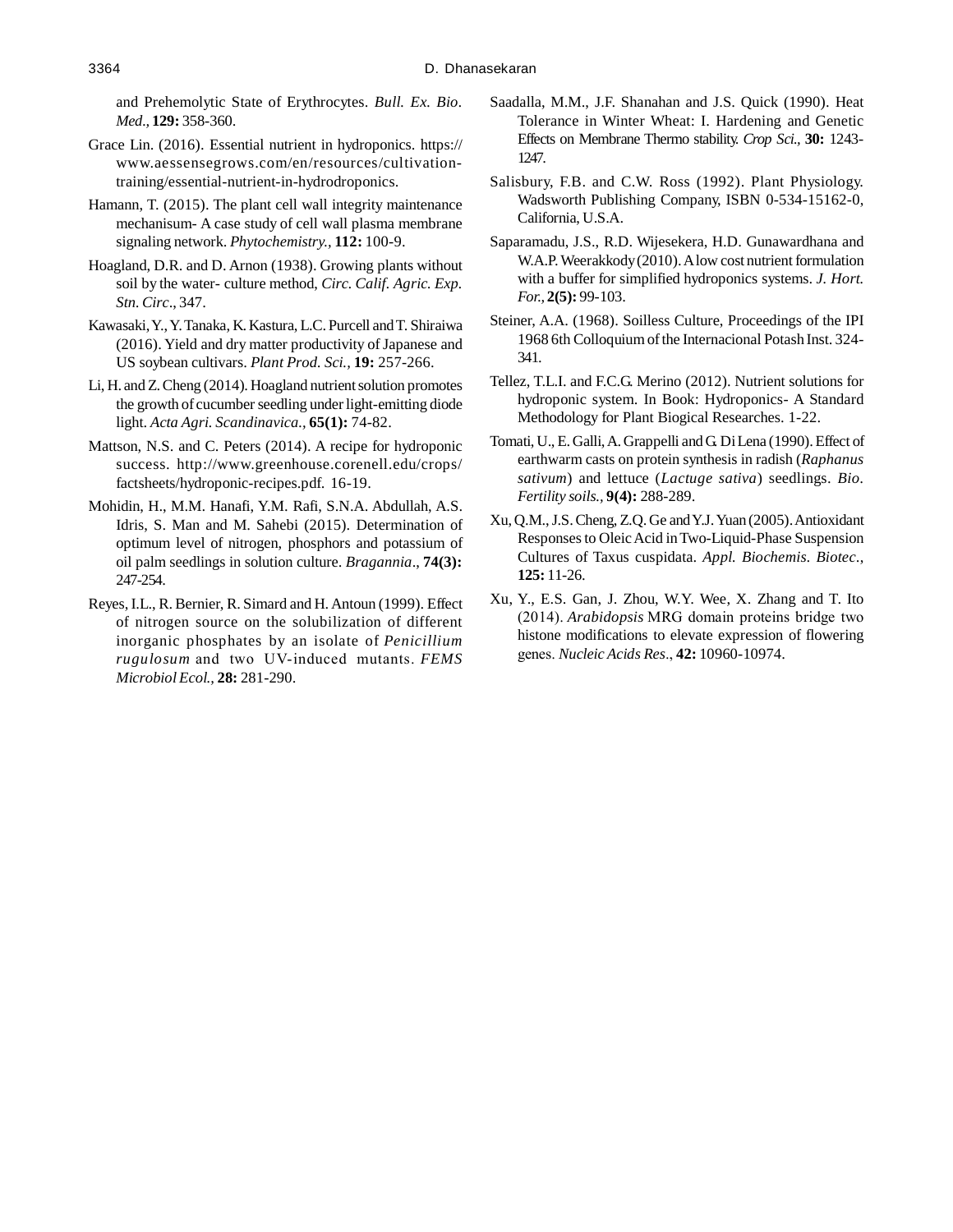and Prehemolytic State of Erythrocytes. *Bull. Ex. Bio. Med.,* **129:** 358-360.

Grace Lin. (2016). Essential nutrient in hydroponics. https://www.aessensegrows.com/en/resources/cultivation-training/essential-nutrient-in-hydrodroponics.

Hamann, T. (2015). The plant cell wall integrity maintenance mechanisum- A case study of cell wall plasma membrane signaling network. *Phytochemistry.,* **112:** 100-9.

Hoagland, D.R. and D. Arnon (1938). Growing plants without soil by the water- culture method, *Circ. Calif. Agric. Exp. Stn. Circ*., 347.

Kawasaki, Y., Y. Tanaka, K. Kastura, L.C. Purcell and T. Shiraiwa (2016). Yield and dry matter productivity of Japanese and US soybean cultivars. *Plant Prod. Sci.,* **19:** 257-266.

Li, H. and Z. Cheng (2014). Hoagland nutrient solution promotes the growth of cucumber seedling under light-emitting diode light. *Acta Agri. Scandinavica.,* **65(1):** 74-82.

Mattson, N.S. and C. Peters (2014). A recipe for hydroponic success. http://www.greenhouse.corenell.edu/crops/factsheets/hydroponic-recipes.pdf. 16-19.

Mohidin, H., M.M. Hanafi, Y.M. Rafi, S.N.A. Abdullah, A.S. Idris, S. Man and M. Sahebi (2015). Determination of optimum level of nitrogen, phosphors and potassium of oil palm seedlings in solution culture. *Bragannia*., **74(3):** 247-254.

Reyes, I.L., R. Bernier, R. Simard and H. Antoun (1999). Effect of nitrogen source on the solubilization of different inorganic phosphates by an isolate of *Penicillium rugulosum* and two UV-induced mutants. *FEMS Microbiol Ecol.,* **28:** 281-290.

Saadalla, M.M., J.F. Shanahan and J.S. Quick (1990). Heat Tolerance in Winter Wheat: I. Hardening and Genetic Effects on Membrane Thermo stability. *Crop Sci.,* **30:** 1243-1247.

Salisbury, F.B. and C.W. Ross (1992). Plant Physiology. Wadsworth Publishing Company, ISBN 0-534-15162-0, California, U.S.A.

Saparamadu, J.S., R.D. Wijesekera, H.D. Gunawardhana and W.A.P. Weerakkody (2010). A low cost nutrient formulation with a buffer for simplified hydroponics systems. *J. Hort. For.,* **2(5):** 99-103.

Steiner, A.A. (1968). Soilless Culture, Proceedings of the IPI 1968 6th Colloquium of the Internacional Potash Inst. 324-341.

Tellez, T.L.I. and F.C.G. Merino (2012). Nutrient solutions for hydroponic system. In Book: Hydroponics- A Standard Methodology for Plant Biogical Researches. 1-22.

Tomati, U., E. Galli, A. Grappelli and G. Di Lena (1990). Effect of earthwarm casts on protein synthesis in radish (*Raphanus sativum*) and lettuce (*Lactuge sativa*) seedlings. *Bio. Fertility soils.,* **9(4):** 288-289.

Xu, Q.M., J.S. Cheng, Z.Q. Ge and Y.J. Yuan (2005). Antioxidant Responses to Oleic Acid in Two-Liquid-Phase Suspension Cultures of Taxus cuspidata. *Appl. Biochemis. Biotec.,* **125:** 11-26.

Xu, Y., E.S. Gan, J. Zhou, W.Y. Wee, X. Zhang and T. Ito (2014). *Arabidopsis* MRG domain proteins bridge two histone modifications to elevate expression of flowering genes. *Nucleic Acids Res*., **42:** 10960-10974.